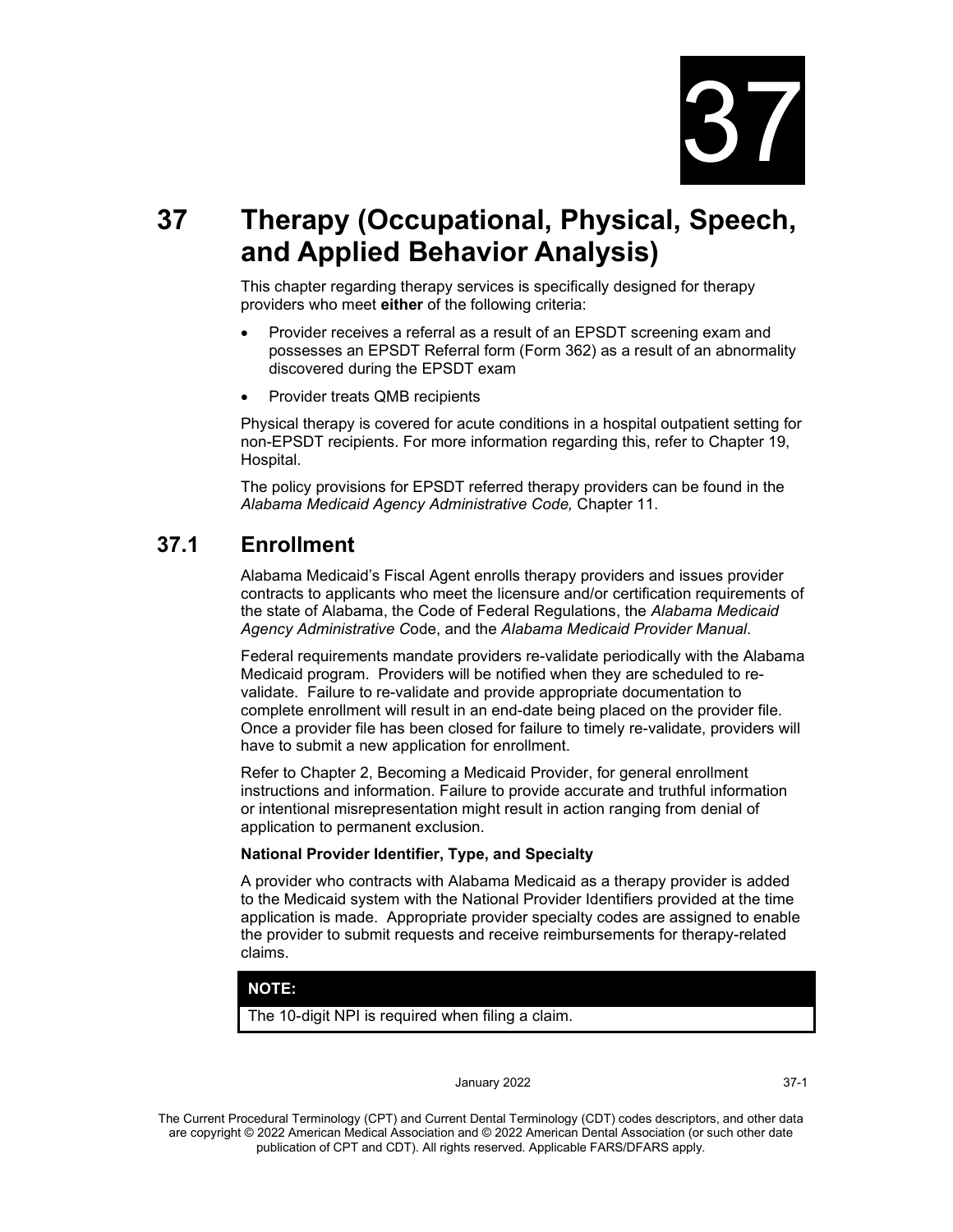# 37 Therapy (Occupational, Physical, Speech, and Applied Behavior Analysis)

This chapter regarding therapy services is specifically designed for therapy providers who meet **either** of the following criteria:

- Provider receives a referral as a result of an EPSDT screening exam and possesses an EPSDT Referral form (Form 362) as a result of an abnormality discovered during the EPSDT exam
- Provider treats QMB recipients

Physical therapy is covered for acute conditions in a hospital outpatient setting for non-EPSDT recipients. For more information regarding this, refer to Chapter 19, Hospital.

The policy provisions for EPSDT referred therapy providers can be found in the *Alabama Medicaid Agency Administrative Code,* Chapter 11.

## 37.1 Enrollment

Alabama Medicaid's Fiscal Agent enrolls therapy providers and issues provider contracts to applicants who meet the licensure and/or certification requirements of the state of Alabama, the Code of Federal Regulations, the *Alabama Medicaid Agency Administrative C*ode, and the *Alabama Medicaid Provider Manual*.

Federal requirements mandate providers re-validate periodically with the Alabama Medicaid program. Providers will be notified when they are scheduled to re-validate. Failure to re-validate and provide appropriate documentation to complete enrollment will result in an end-date being placed on the provider file. Once a provider file has been closed for failure to timely re-validate, providers will have to submit a new application for enrollment.

Refer to Chapter 2, Becoming a Medicaid Provider, for general enrollment instructions and information. Failure to provide accurate and truthful information or intentional misrepresentation might result in action ranging from denial of application to permanent exclusion.

**National Provider Identifier, Type, and Specialty**

A provider who contracts with Alabama Medicaid as a therapy provider is added to the Medicaid system with the National Provider Identifiers provided at the time application is made. Appropriate provider specialty codes are assigned to enable the provider to submit requests and receive reimbursements for therapy-related claims.

| NOTE: |
| --- |
| The 10-digit NPI is required when filing a claim. |

The Current Procedural Terminology (CPT) and Current Dental Terminology (CDT) codes descriptors, and other data are copyright © 2022 American Medical Association and © 2022 American Dental Association (or such other date publication of CPT and CDT). All rights reserved. Applicable FARS/DFARS apply.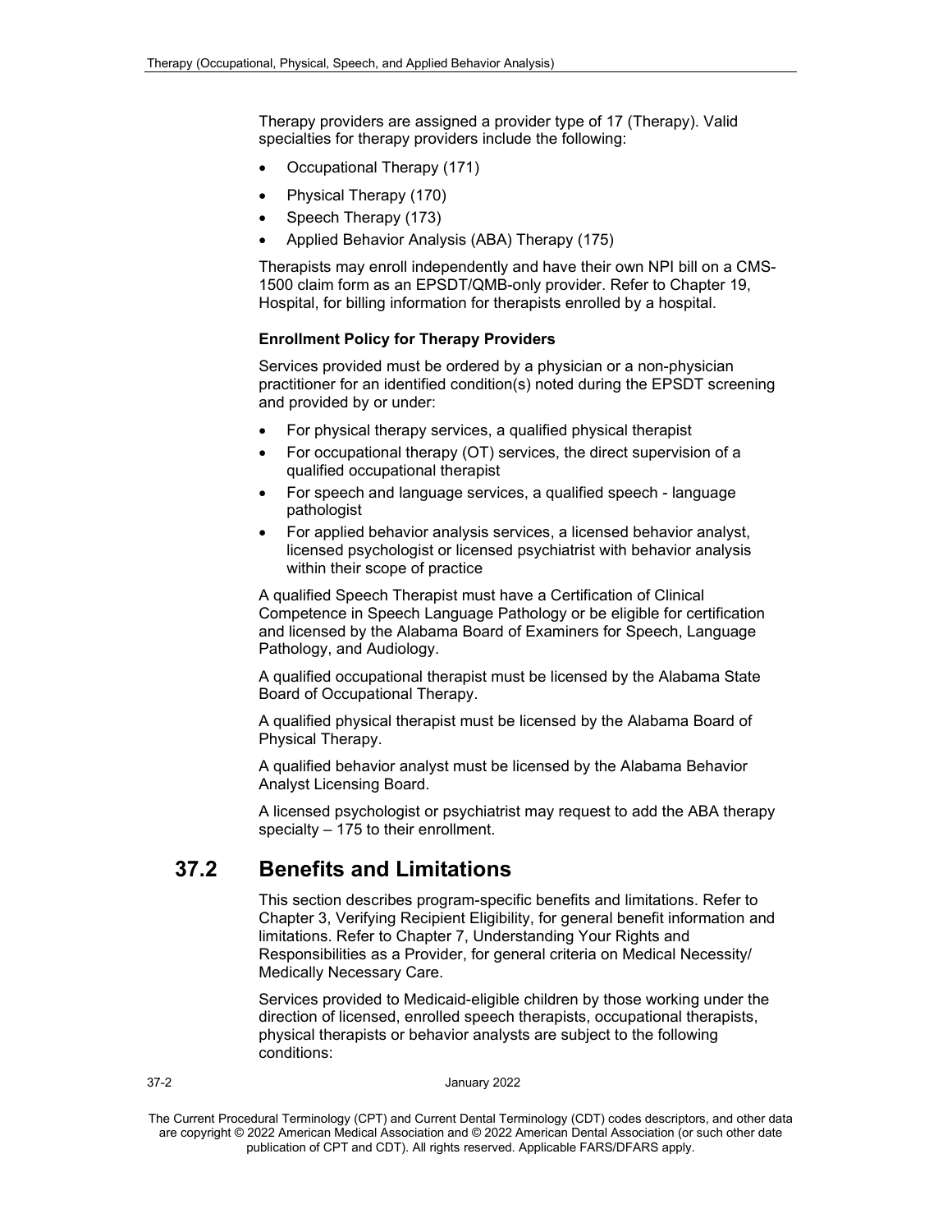Therapy providers are assigned a provider type of 17 (Therapy). Valid specialties for therapy providers include the following:

- Occupational Therapy (171)
- Physical Therapy (170)
- Speech Therapy (173)
- Applied Behavior Analysis (ABA) Therapy (175)

Therapists may enroll independently and have their own NPI bill on a CMS-1500 claim form as an EPSDT/QMB-only provider. Refer to Chapter 19, Hospital, for billing information for therapists enrolled by a hospital.

**Enrollment Policy for Therapy Providers**

Services provided must be ordered by a physician or a non-physician practitioner for an identified condition(s) noted during the EPSDT screening and provided by or under:

- For physical therapy services, a qualified physical therapist
- For occupational therapy (OT) services, the direct supervision of a qualified occupational therapist
- For speech and language services, a qualified speech - language pathologist
- For applied behavior analysis services, a licensed behavior analyst, licensed psychologist or licensed psychiatrist with behavior analysis within their scope of practice

A qualified Speech Therapist must have a Certification of Clinical Competence in Speech Language Pathology or be eligible for certification and licensed by the Alabama Board of Examiners for Speech, Language Pathology, and Audiology.

A qualified occupational therapist must be licensed by the Alabama State Board of Occupational Therapy.

A qualified physical therapist must be licensed by the Alabama Board of Physical Therapy.

A qualified behavior analyst must be licensed by the Alabama Behavior Analyst Licensing Board.

A licensed psychologist or psychiatrist may request to add the ABA therapy specialty – 175 to their enrollment.

## 37.2 Benefits and Limitations

This section describes program-specific benefits and limitations. Refer to Chapter 3, Verifying Recipient Eligibility, for general benefit information and limitations. Refer to Chapter 7, Understanding Your Rights and Responsibilities as a Provider, for general criteria on Medical Necessity/ Medically Necessary Care.

Services provided to Medicaid-eligible children by those working under the direction of licensed, enrolled speech therapists, occupational therapists, physical therapists or behavior analysts are subject to the following conditions: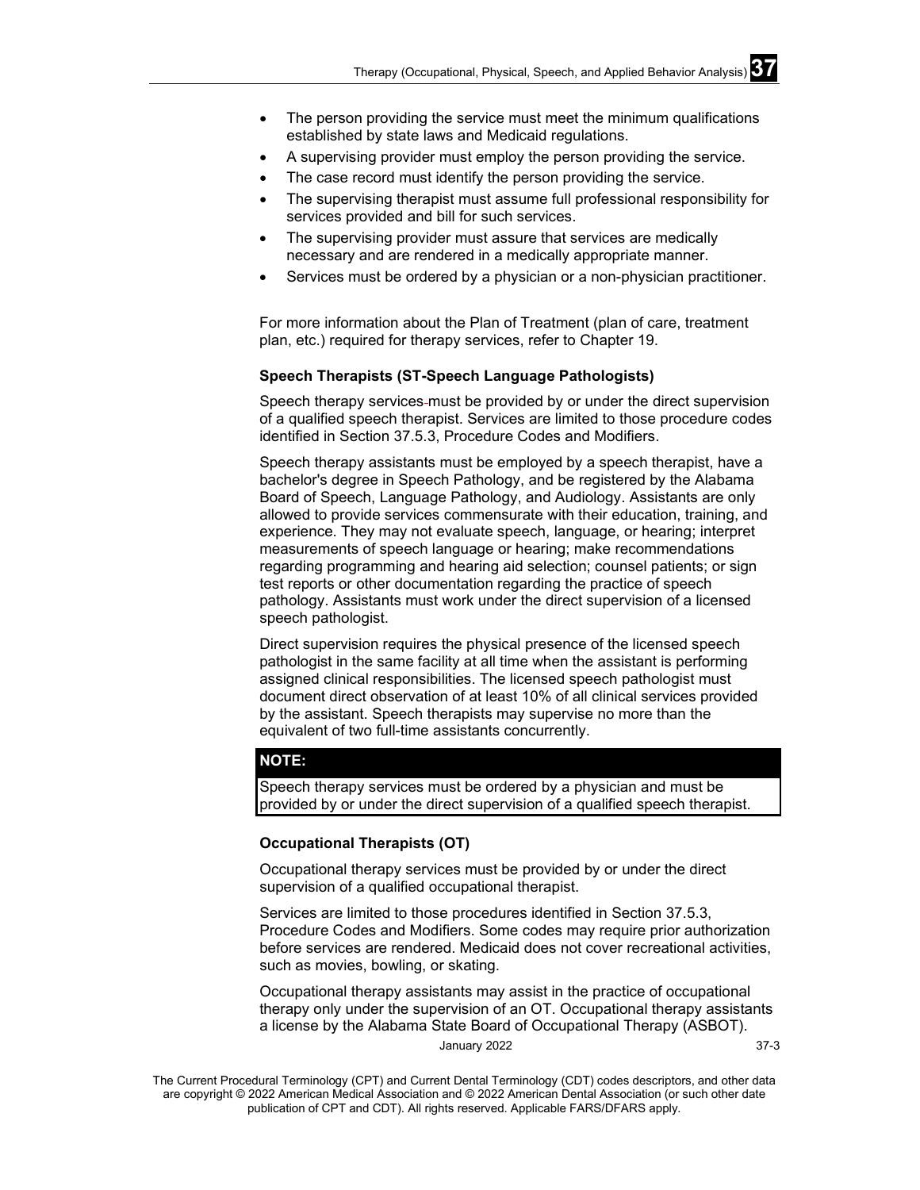- The person providing the service must meet the minimum qualifications established by state laws and Medicaid regulations.
- A supervising provider must employ the person providing the service.
- The case record must identify the person providing the service.
- The supervising therapist must assume full professional responsibility for services provided and bill for such services.
- The supervising provider must assure that services are medically necessary and are rendered in a medically appropriate manner.
- Services must be ordered by a physician or a non-physician practitioner.

For more information about the Plan of Treatment (plan of care, treatment plan, etc.) required for therapy services, refer to Chapter 19.

**Speech Therapists (ST-Speech Language Pathologists)**

Speech therapy services must be provided by or under the direct supervision of a qualified speech therapist. Services are limited to those procedure codes identified in Section 37.5.3, Procedure Codes and Modifiers.

Speech therapy assistants must be employed by a speech therapist, have a bachelor's degree in Speech Pathology, and be registered by the Alabama Board of Speech, Language Pathology, and Audiology. Assistants are only allowed to provide services commensurate with their education, training, and experience. They may not evaluate speech, language, or hearing; interpret measurements of speech language or hearing; make recommendations regarding programming and hearing aid selection; counsel patients; or sign test reports or other documentation regarding the practice of speech pathology. Assistants must work under the direct supervision of a licensed speech pathologist.

Direct supervision requires the physical presence of the licensed speech pathologist in the same facility at all time when the assistant is performing assigned clinical responsibilities. The licensed speech pathologist must document direct observation of at least 10% of all clinical services provided by the assistant. Speech therapists may supervise no more than the equivalent of two full-time assistants concurrently.

| **NOTE:** |
| --- |
| Speech therapy services must be ordered by a physician and must be provided by or under the direct supervision of a qualified speech therapist. |

**Occupational Therapists (OT)**

Occupational therapy services must be provided by or under the direct supervision of a qualified occupational therapist.

Services are limited to those procedures identified in Section 37.5.3, Procedure Codes and Modifiers. Some codes may require prior authorization before services are rendered. Medicaid does not cover recreational activities, such as movies, bowling, or skating.

Occupational therapy assistants may assist in the practice of occupational therapy only under the supervision of an OT. Occupational therapy assistants a license by the Alabama State Board of Occupational Therapy (ASBOT).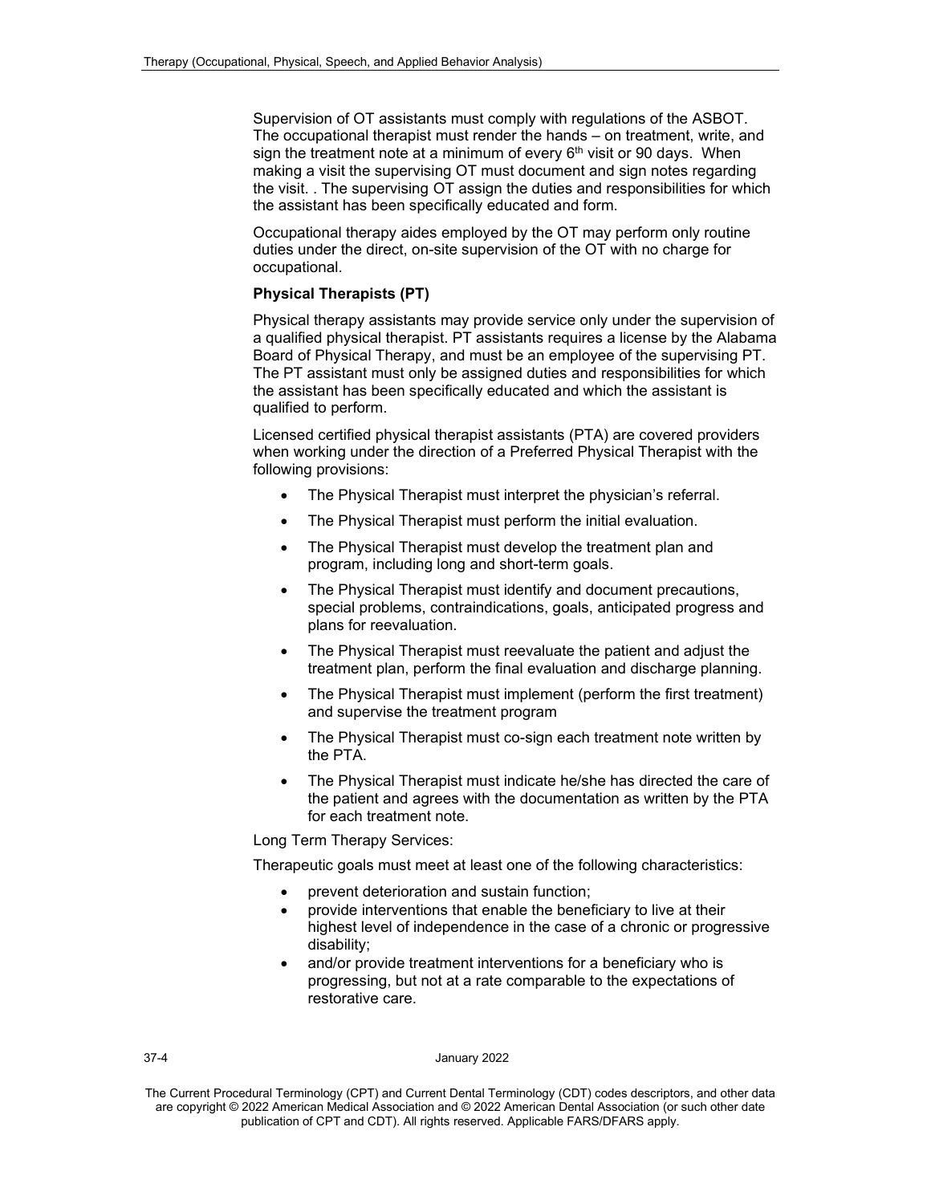Supervision of OT assistants must comply with regulations of the ASBOT. The occupational therapist must render the hands – on treatment, write, and sign the treatment note at a minimum of every 6th visit or 90 days. When making a visit the supervising OT must document and sign notes regarding the visit. . The supervising OT assign the duties and responsibilities for which the assistant has been specifically educated and form.

Occupational therapy aides employed by the OT may perform only routine duties under the direct, on-site supervision of the OT with no charge for occupational.

**Physical Therapists (PT)**

Physical therapy assistants may provide service only under the supervision of a qualified physical therapist. PT assistants requires a license by the Alabama Board of Physical Therapy, and must be an employee of the supervising PT. The PT assistant must only be assigned duties and responsibilities for which the assistant has been specifically educated and which the assistant is qualified to perform.

Licensed certified physical therapist assistants (PTA) are covered providers when working under the direction of a Preferred Physical Therapist with the following provisions:

- The Physical Therapist must interpret the physician's referral.
- The Physical Therapist must perform the initial evaluation.
- The Physical Therapist must develop the treatment plan and program, including long and short-term goals.
- The Physical Therapist must identify and document precautions, special problems, contraindications, goals, anticipated progress and plans for reevaluation.
- The Physical Therapist must reevaluate the patient and adjust the treatment plan, perform the final evaluation and discharge planning.
- The Physical Therapist must implement (perform the first treatment) and supervise the treatment program
- The Physical Therapist must co-sign each treatment note written by the PTA.
- The Physical Therapist must indicate he/she has directed the care of the patient and agrees with the documentation as written by the PTA for each treatment note.

Long Term Therapy Services:

Therapeutic goals must meet at least one of the following characteristics:

- prevent deterioration and sustain function;
- provide interventions that enable the beneficiary to live at their highest level of independence in the case of a chronic or progressive disability;
- and/or provide treatment interventions for a beneficiary who is progressing, but not at a rate comparable to the expectations of restorative care.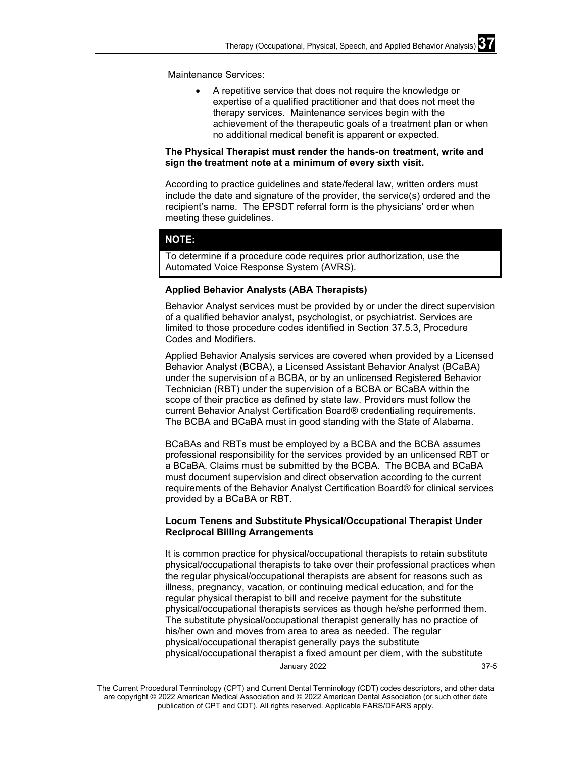Maintenance Services:

- A repetitive service that does not require the knowledge or expertise of a qualified practitioner and that does not meet the therapy services. Maintenance services begin with the achievement of the therapeutic goals of a treatment plan or when no additional medical benefit is apparent or expected.

**The Physical Therapist must render the hands-on treatment, write and sign the treatment note at a minimum of every sixth visit.**

According to practice guidelines and state/federal law, written orders must include the date and signature of the provider, the service(s) ordered and the recipient's name. The EPSDT referral form is the physicians' order when meeting these guidelines.

| NOTE: |
| --- |
| To determine if a procedure code requires prior authorization, use the Automated Voice Response System (AVRS). |

**Applied Behavior Analysts (ABA Therapists)**

Behavior Analyst services must be provided by or under the direct supervision of a qualified behavior analyst, psychologist, or psychiatrist. Services are limited to those procedure codes identified in Section 37.5.3, Procedure Codes and Modifiers.

Applied Behavior Analysis services are covered when provided by a Licensed Behavior Analyst (BCBA), a Licensed Assistant Behavior Analyst (BCaBA) under the supervision of a BCBA, or by an unlicensed Registered Behavior Technician (RBT) under the supervision of a BCBA or BCaBA within the scope of their practice as defined by state law. Providers must follow the current Behavior Analyst Certification Board® credentialing requirements. The BCBA and BCaBA must in good standing with the State of Alabama.

BCaBAs and RBTs must be employed by a BCBA and the BCBA assumes professional responsibility for the services provided by an unlicensed RBT or a BCaBA. Claims must be submitted by the BCBA. The BCBA and BCaBA must document supervision and direct observation according to the current requirements of the Behavior Analyst Certification Board® for clinical services provided by a BCaBA or RBT.

**Locum Tenens and Substitute Physical/Occupational Therapist Under Reciprocal Billing Arrangements**

It is common practice for physical/occupational therapists to retain substitute physical/occupational therapists to take over their professional practices when the regular physical/occupational therapists are absent for reasons such as illness, pregnancy, vacation, or continuing medical education, and for the regular physical therapist to bill and receive payment for the substitute physical/occupational therapists services as though he/she performed them. The substitute physical/occupational therapist generally has no practice of his/her own and moves from area to area as needed. The regular physical/occupational therapist generally pays the substitute physical/occupational therapist a fixed amount per diem, with the substitute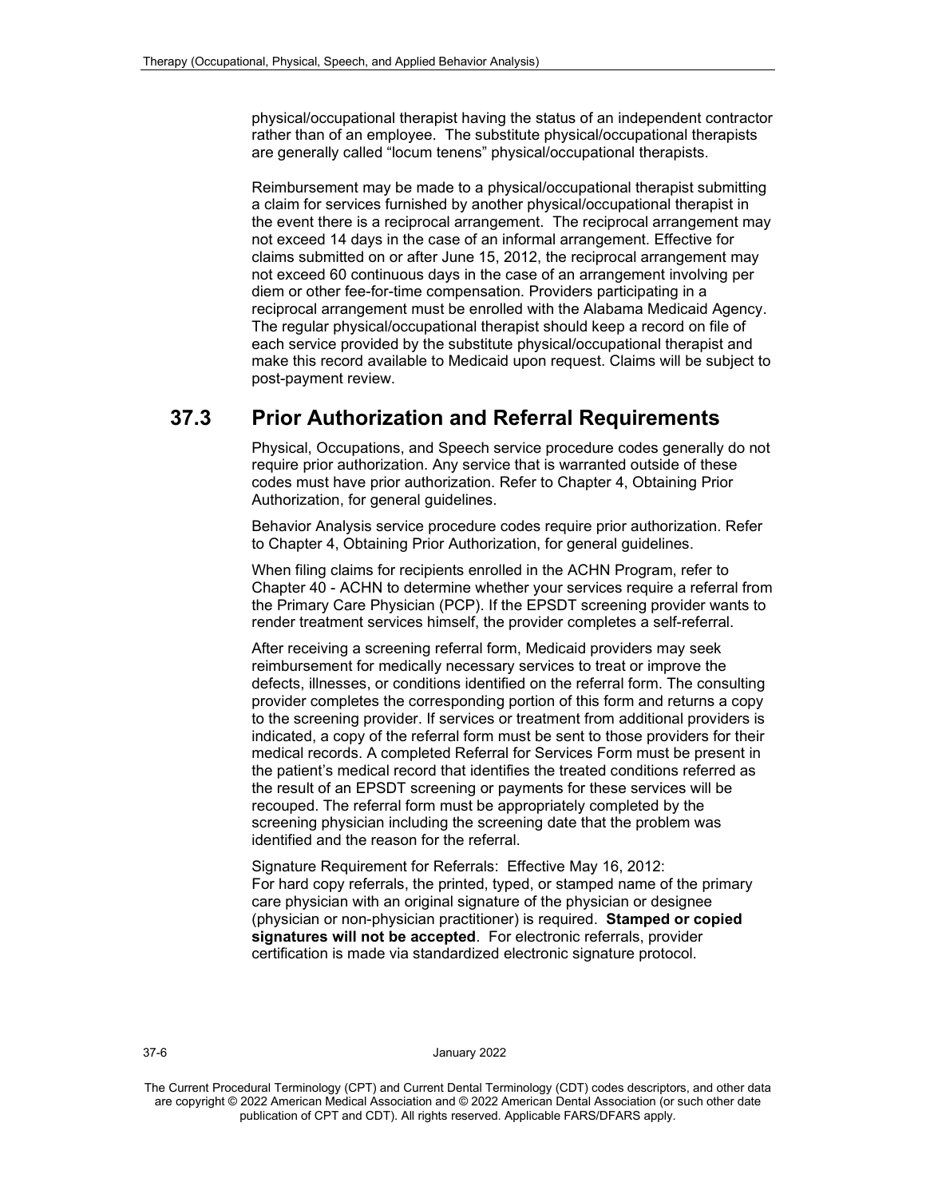physical/occupational therapist having the status of an independent contractor rather than of an employee. The substitute physical/occupational therapists are generally called "locum tenens" physical/occupational therapists.

Reimbursement may be made to a physical/occupational therapist submitting a claim for services furnished by another physical/occupational therapist in the event there is a reciprocal arrangement. The reciprocal arrangement may not exceed 14 days in the case of an informal arrangement. Effective for claims submitted on or after June 15, 2012, the reciprocal arrangement may not exceed 60 continuous days in the case of an arrangement involving per diem or other fee-for-time compensation. Providers participating in a reciprocal arrangement must be enrolled with the Alabama Medicaid Agency. The regular physical/occupational therapist should keep a record on file of each service provided by the substitute physical/occupational therapist and make this record available to Medicaid upon request. Claims will be subject to post-payment review.

## 37.3 Prior Authorization and Referral Requirements

Physical, Occupations, and Speech service procedure codes generally do not require prior authorization. Any service that is warranted outside of these codes must have prior authorization. Refer to Chapter 4, Obtaining Prior Authorization, for general guidelines.

Behavior Analysis service procedure codes require prior authorization. Refer to Chapter 4, Obtaining Prior Authorization, for general guidelines.

When filing claims for recipients enrolled in the ACHN Program, refer to Chapter 40 - ACHN to determine whether your services require a referral from the Primary Care Physician (PCP). If the EPSDT screening provider wants to render treatment services himself, the provider completes a self-referral.

After receiving a screening referral form, Medicaid providers may seek reimbursement for medically necessary services to treat or improve the defects, illnesses, or conditions identified on the referral form. The consulting provider completes the corresponding portion of this form and returns a copy to the screening provider. If services or treatment from additional providers is indicated, a copy of the referral form must be sent to those providers for their medical records. A completed Referral for Services Form must be present in the patient's medical record that identifies the treated conditions referred as the result of an EPSDT screening or payments for these services will be recouped. The referral form must be appropriately completed by the screening physician including the screening date that the problem was identified and the reason for the referral.

Signature Requirement for Referrals: Effective May 16, 2012:
For hard copy referrals, the printed, typed, or stamped name of the primary care physician with an original signature of the physician or designee (physician or non-physician practitioner) is required. **Stamped or copied signatures will not be accepted**. For electronic referrals, provider certification is made via standardized electronic signature protocol.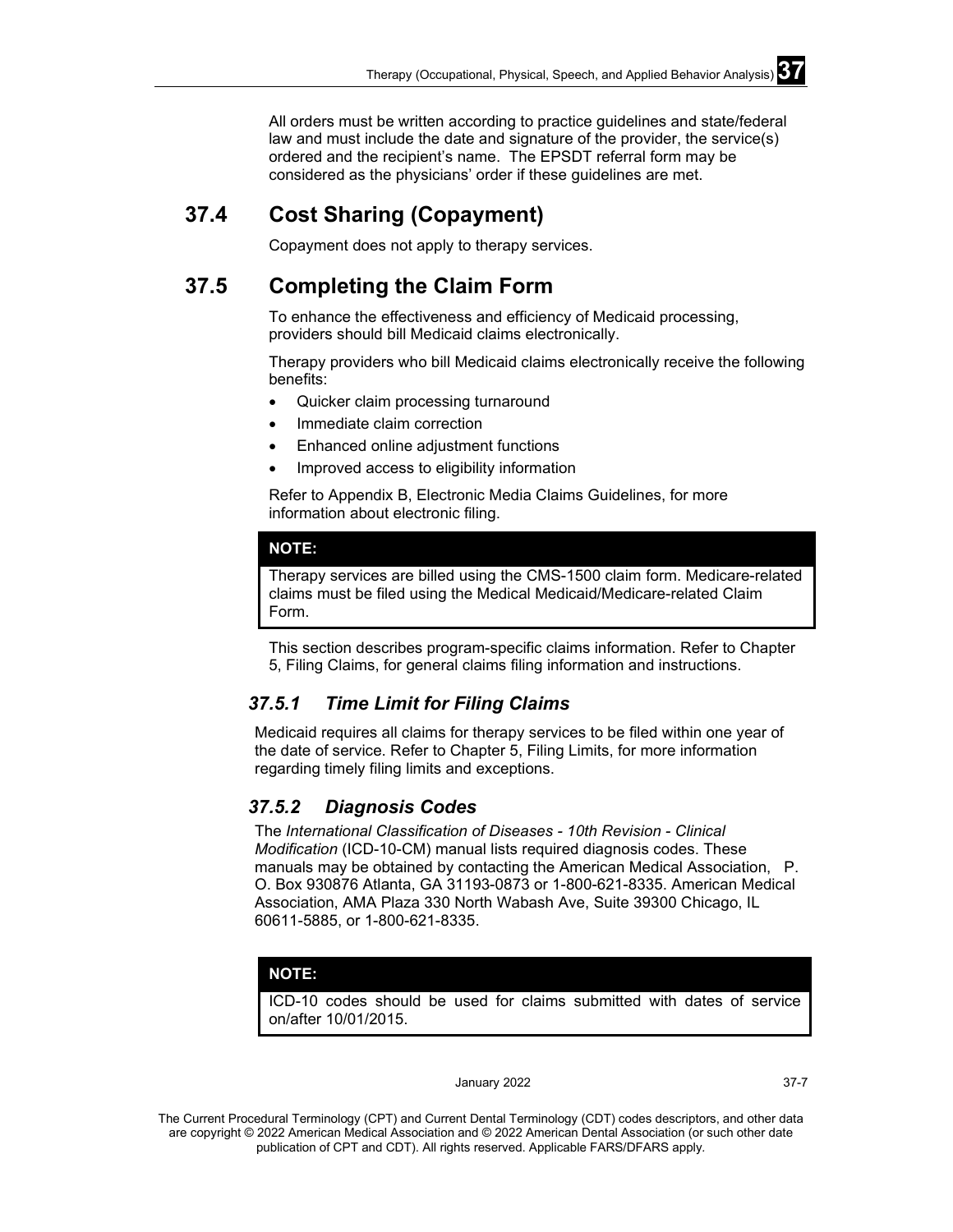All orders must be written according to practice guidelines and state/federal law and must include the date and signature of the provider, the service(s) ordered and the recipient's name. The EPSDT referral form may be considered as the physicians' order if these guidelines are met.

## 37.4 Cost Sharing (Copayment)

Copayment does not apply to therapy services.

## 37.5 Completing the Claim Form

To enhance the effectiveness and efficiency of Medicaid processing, providers should bill Medicaid claims electronically.

Therapy providers who bill Medicaid claims electronically receive the following benefits:

- Quicker claim processing turnaround
- Immediate claim correction
- Enhanced online adjustment functions
- Improved access to eligibility information

Refer to Appendix B, Electronic Media Claims Guidelines, for more information about electronic filing.

**NOTE:**

Therapy services are billed using the CMS-1500 claim form. Medicare-related claims must be filed using the Medical Medicaid/Medicare-related Claim Form.

This section describes program-specific claims information. Refer to Chapter 5, Filing Claims, for general claims filing information and instructions.

### *37.5.1 Time Limit for Filing Claims*

Medicaid requires all claims for therapy services to be filed within one year of the date of service. Refer to Chapter 5, Filing Limits, for more information regarding timely filing limits and exceptions.

### *37.5.2 Diagnosis Codes*

The *International Classification of Diseases - 10th Revision - Clinical Modification* (ICD-10-CM) manual lists required diagnosis codes. These manuals may be obtained by contacting the American Medical Association, P. O. Box 930876 Atlanta, GA 31193-0873 or 1-800-621-8335. American Medical Association, AMA Plaza 330 North Wabash Ave, Suite 39300 Chicago, IL 60611-5885, or 1-800-621-8335.

**NOTE:**

ICD-10 codes should be used for claims submitted with dates of service on/after 10/01/2015.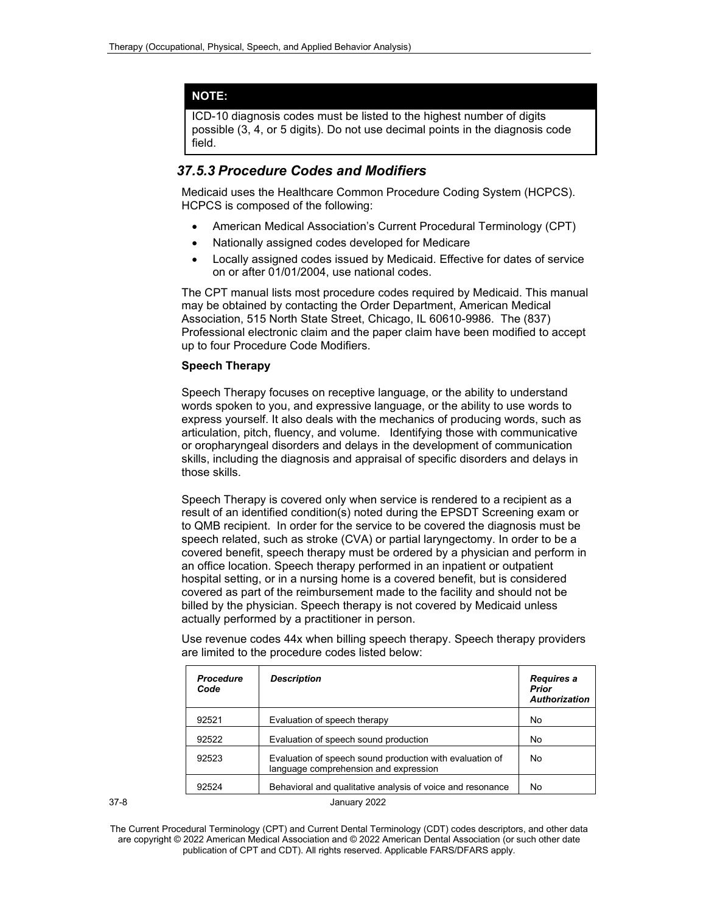> **NOTE:**
>
> ICD-10 diagnosis codes must be listed to the highest number of digits possible (3, 4, or 5 digits). Do not use decimal points in the diagnosis code field.

### *37.5.3 Procedure Codes and Modifiers*

Medicaid uses the Healthcare Common Procedure Coding System (HCPCS). HCPCS is composed of the following:

- American Medical Association's Current Procedural Terminology (CPT)
- Nationally assigned codes developed for Medicare
- Locally assigned codes issued by Medicaid. Effective for dates of service on or after 01/01/2004, use national codes.

The CPT manual lists most procedure codes required by Medicaid. This manual may be obtained by contacting the Order Department, American Medical Association, 515 North State Street, Chicago, IL 60610-9986. The (837) Professional electronic claim and the paper claim have been modified to accept up to four Procedure Code Modifiers.

**Speech Therapy**

Speech Therapy focuses on receptive language, or the ability to understand words spoken to you, and expressive language, or the ability to use words to express yourself. It also deals with the mechanics of producing words, such as articulation, pitch, fluency, and volume. Identifying those with communicative or oropharyngeal disorders and delays in the development of communication skills, including the diagnosis and appraisal of specific disorders and delays in those skills.

Speech Therapy is covered only when service is rendered to a recipient as a result of an identified condition(s) noted during the EPSDT Screening exam or to QMB recipient. In order for the service to be covered the diagnosis must be speech related, such as stroke (CVA) or partial laryngectomy. In order to be a covered benefit, speech therapy must be ordered by a physician and perform in an office location. Speech therapy performed in an inpatient or outpatient hospital setting, or in a nursing home is a covered benefit, but is considered covered as part of the reimbursement made to the facility and should not be billed by the physician. Speech therapy is not covered by Medicaid unless actually performed by a practitioner in person.

Use revenue codes 44x when billing speech therapy. Speech therapy providers are limited to the procedure codes listed below:

| *Procedure Code* | *Description* | *Requires a Prior Authorization* |
|---|---|---|
| 92521 | Evaluation of speech therapy | No |
| 92522 | Evaluation of speech sound production | No |
| 92523 | Evaluation of speech sound production with evaluation of language comprehension and expression | No |
| 92524 | Behavioral and qualitative analysis of voice and resonance | No |

The Current Procedural Terminology (CPT) and Current Dental Terminology (CDT) codes descriptors, and other data are copyright © 2022 American Medical Association and © 2022 American Dental Association (or such other date publication of CPT and CDT). All rights reserved. Applicable FARS/DFARS apply.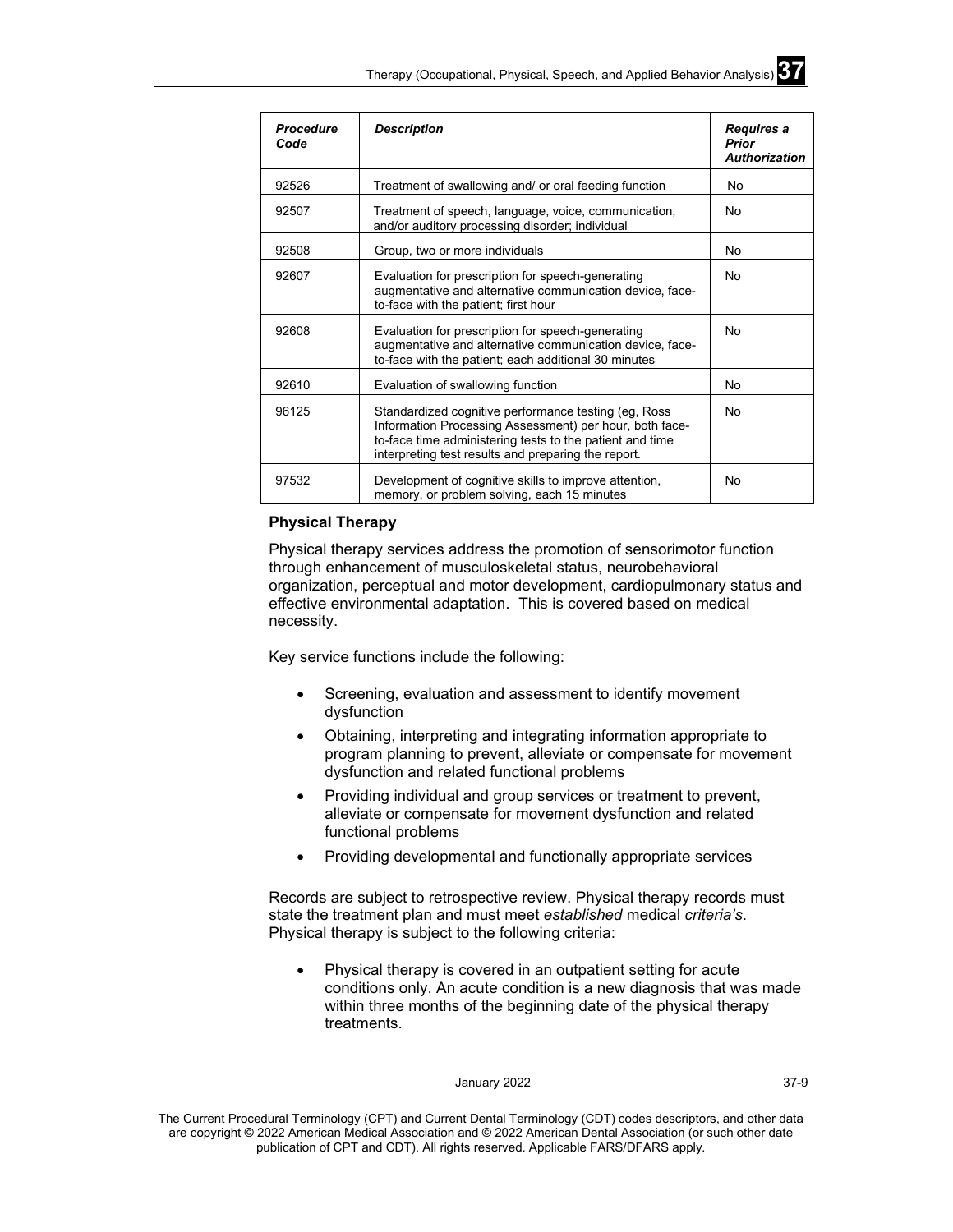| ***Procedure Code*** | ***Description*** | ***Requires a Prior Authorization*** |
|---|---|---|
| 92526 | Treatment of swallowing and/ or oral feeding function | No |
| 92507 | Treatment of speech, language, voice, communication, and/or auditory processing disorder; individual | No |
| 92508 | Group, two or more individuals | No |
| 92607 | Evaluation for prescription for speech-generating augmentative and alternative communication device, face-to-face with the patient; first hour | No |
| 92608 | Evaluation for prescription for speech-generating augmentative and alternative communication device, face-to-face with the patient; each additional 30 minutes | No |
| 92610 | Evaluation of swallowing function | No |
| 96125 | Standardized cognitive performance testing (eg, Ross Information Processing Assessment) per hour, both face-to-face time administering tests to the patient and time interpreting test results and preparing the report. | No |
| 97532 | Development of cognitive skills to improve attention, memory, or problem solving, each 15 minutes | No |

**Physical Therapy**

Physical therapy services address the promotion of sensorimotor function through enhancement of musculoskeletal status, neurobehavioral organization, perceptual and motor development, cardiopulmonary status and effective environmental adaptation. This is covered based on medical necessity.

Key service functions include the following:

- Screening, evaluation and assessment to identify movement dysfunction
- Obtaining, interpreting and integrating information appropriate to program planning to prevent, alleviate or compensate for movement dysfunction and related functional problems
- Providing individual and group services or treatment to prevent, alleviate or compensate for movement dysfunction and related functional problems
- Providing developmental and functionally appropriate services

Records are subject to retrospective review. Physical therapy records must state the treatment plan and must meet *established* medical *criteria's*. Physical therapy is subject to the following criteria:

- Physical therapy is covered in an outpatient setting for acute conditions only. An acute condition is a new diagnosis that was made within three months of the beginning date of the physical therapy treatments.

The Current Procedural Terminology (CPT) and Current Dental Terminology (CDT) codes descriptors, and other data are copyright © 2022 American Medical Association and © 2022 American Dental Association (or such other date publication of CPT and CDT). All rights reserved. Applicable FARS/DFARS apply.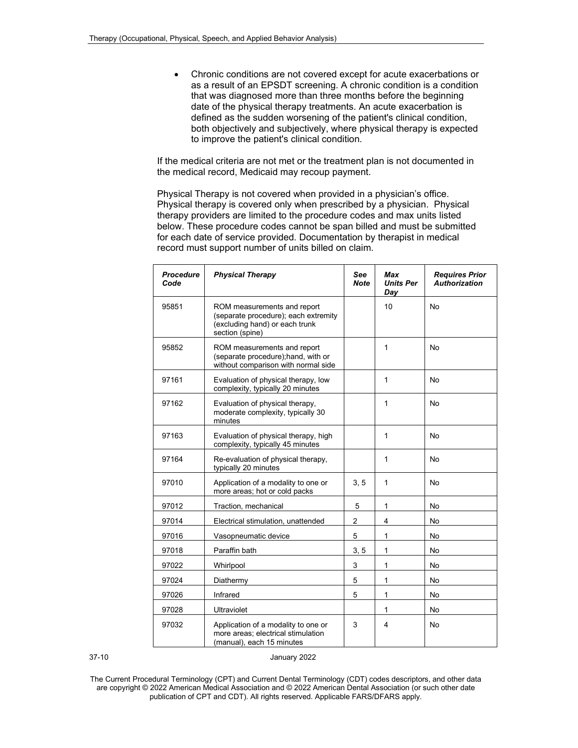- Chronic conditions are not covered except for acute exacerbations or as a result of an EPSDT screening. A chronic condition is a condition that was diagnosed more than three months before the beginning date of the physical therapy treatments. An acute exacerbation is defined as the sudden worsening of the patient's clinical condition, both objectively and subjectively, where physical therapy is expected to improve the patient's clinical condition.

If the medical criteria are not met or the treatment plan is not documented in the medical record, Medicaid may recoup payment.

Physical Therapy is not covered when provided in a physician's office. Physical therapy is covered only when prescribed by a physician. Physical therapy providers are limited to the procedure codes and max units listed below. These procedure codes cannot be span billed and must be submitted for each date of service provided. Documentation by therapist in medical record must support number of units billed on claim.

| *Procedure Code* | *Physical Therapy* | *See Note* | *Max Units Per Day* | *Requires Prior Authorization* |
|---|---|---|---|---|
| 95851 | ROM measurements and report (separate procedure); each extremity (excluding hand) or each trunk section (spine) | | 10 | No |
| 95852 | ROM measurements and report (separate procedure);hand, with or without comparison with normal side | | 1 | No |
| 97161 | Evaluation of physical therapy, low complexity, typically 20 minutes | | 1 | No |
| 97162 | Evaluation of physical therapy, moderate complexity, typically 30 minutes | | 1 | No |
| 97163 | Evaluation of physical therapy, high complexity, typically 45 minutes | | 1 | No |
| 97164 | Re-evaluation of physical therapy, typically 20 minutes | | 1 | No |
| 97010 | Application of a modality to one or more areas; hot or cold packs | 3, 5 | 1 | No |
| 97012 | Traction, mechanical | 5 | 1 | No |
| 97014 | Electrical stimulation, unattended | 2 | 4 | No |
| 97016 | Vasopneumatic device | 5 | 1 | No |
| 97018 | Paraffin bath | 3, 5 | 1 | No |
| 97022 | Whirlpool | 3 | 1 | No |
| 97024 | Diathermy | 5 | 1 | No |
| 97026 | Infrared | 5 | 1 | No |
| 97028 | Ultraviolet | | 1 | No |
| 97032 | Application of a modality to one or more areas; electrical stimulation (manual), each 15 minutes | 3 | 4 | No |

The Current Procedural Terminology (CPT) and Current Dental Terminology (CDT) codes descriptors, and other data are copyright © 2022 American Medical Association and © 2022 American Dental Association (or such other date publication of CPT and CDT). All rights reserved. Applicable FARS/DFARS apply.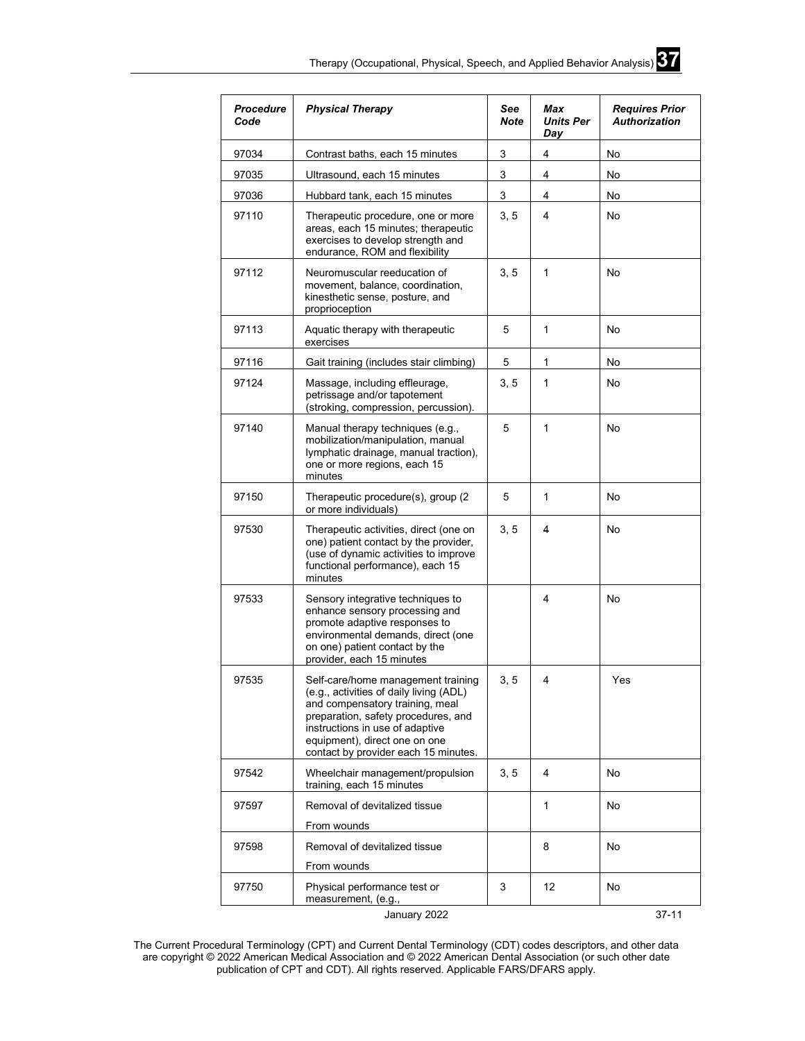| ***Procedure Code*** | ***Physical Therapy*** | ***See Note*** | ***Max Units Per Day*** | ***Requires Prior Authorization*** |
|---|---|---|---|---|
| 97034 | Contrast baths, each 15 minutes | 3 | 4 | No |
| 97035 | Ultrasound, each 15 minutes | 3 | 4 | No |
| 97036 | Hubbard tank, each 15 minutes | 3 | 4 | No |
| 97110 | Therapeutic procedure, one or more areas, each 15 minutes; therapeutic exercises to develop strength and endurance, ROM and flexibility | 3, 5 | 4 | No |
| 97112 | Neuromuscular reeducation of movement, balance, coordination, kinesthetic sense, posture, and proprioception | 3, 5 | 1 | No |
| 97113 | Aquatic therapy with therapeutic exercises | 5 | 1 | No |
| 97116 | Gait training (includes stair climbing) | 5 | 1 | No |
| 97124 | Massage, including effleurage, petrissage and/or tapotement (stroking, compression, percussion). | 3, 5 | 1 | No |
| 97140 | Manual therapy techniques (e.g., mobilization/manipulation, manual lymphatic drainage, manual traction), one or more regions, each 15 minutes | 5 | 1 | No |
| 97150 | Therapeutic procedure(s), group (2 or more individuals) | 5 | 1 | No |
| 97530 | Therapeutic activities, direct (one on one) patient contact by the provider, (use of dynamic activities to improve functional performance), each 15 minutes | 3, 5 | 4 | No |
| 97533 | Sensory integrative techniques to enhance sensory processing and promote adaptive responses to environmental demands, direct (one on one) patient contact by the provider, each 15 minutes | | 4 | No |
| 97535 | Self-care/home management training (e.g., activities of daily living (ADL) and compensatory training, meal preparation, safety procedures, and instructions in use of adaptive equipment), direct one on one contact by provider each 15 minutes. | 3, 5 | 4 | Yes |
| 97542 | Wheelchair management/propulsion training, each 15 minutes | 3, 5 | 4 | No |
| 97597 | Removal of devitalized tissue From wounds | | 1 | No |
| 97598 | Removal of devitalized tissue From wounds | | 8 | No |
| 97750 | Physical performance test or measurement, (e.g., | 3 | 12 | No |

The Current Procedural Terminology (CPT) and Current Dental Terminology (CDT) codes descriptors, and other data are copyright © 2022 American Medical Association and © 2022 American Dental Association (or such other date publication of CPT and CDT). All rights reserved. Applicable FARS/DFARS apply.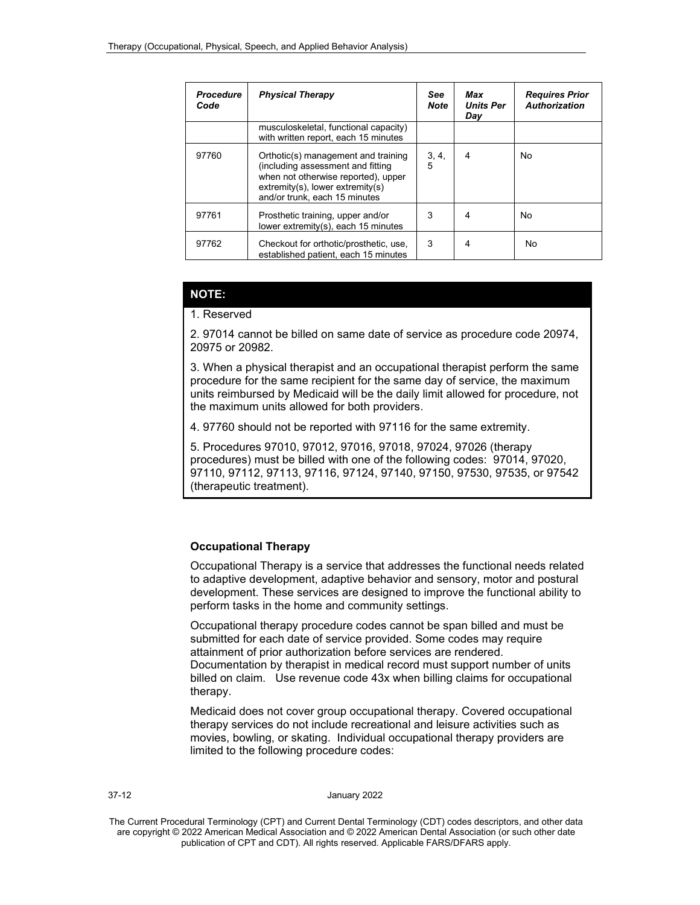| Procedure Code | Physical Therapy | See Note | Max Units Per Day | Requires Prior Authorization |
|---|---|---|---|---|
| | musculoskeletal, functional capacity) with written report, each 15 minutes | | | |
| 97760 | Orthotic(s) management and training (including assessment and fitting when not otherwise reported), upper extremity(s), lower extremity(s) and/or trunk, each 15 minutes | 3, 4, 5 | 4 | No |
| 97761 | Prosthetic training, upper and/or lower extremity(s), each 15 minutes | 3 | 4 | No |
| 97762 | Checkout for orthotic/prosthetic, use, established patient, each 15 minutes | 3 | 4 | No |

**NOTE:**

1. Reserved

2. 97014 cannot be billed on same date of service as procedure code 20974, 20975 or 20982.

3. When a physical therapist and an occupational therapist perform the same procedure for the same recipient for the same day of service, the maximum units reimbursed by Medicaid will be the daily limit allowed for procedure, not the maximum units allowed for both providers.

4. 97760 should not be reported with 97116 for the same extremity.

5. Procedures 97010, 97012, 97016, 97018, 97024, 97026 (therapy procedures) must be billed with one of the following codes: 97014, 97020, 97110, 97112, 97113, 97116, 97124, 97140, 97150, 97530, 97535, or 97542 (therapeutic treatment).

### Occupational Therapy

Occupational Therapy is a service that addresses the functional needs related to adaptive development, adaptive behavior and sensory, motor and postural development. These services are designed to improve the functional ability to perform tasks in the home and community settings.

Occupational therapy procedure codes cannot be span billed and must be submitted for each date of service provided. Some codes may require attainment of prior authorization before services are rendered. Documentation by therapist in medical record must support number of units billed on claim. Use revenue code 43x when billing claims for occupational therapy.

Medicaid does not cover group occupational therapy. Covered occupational therapy services do not include recreational and leisure activities such as movies, bowling, or skating. Individual occupational therapy providers are limited to the following procedure codes: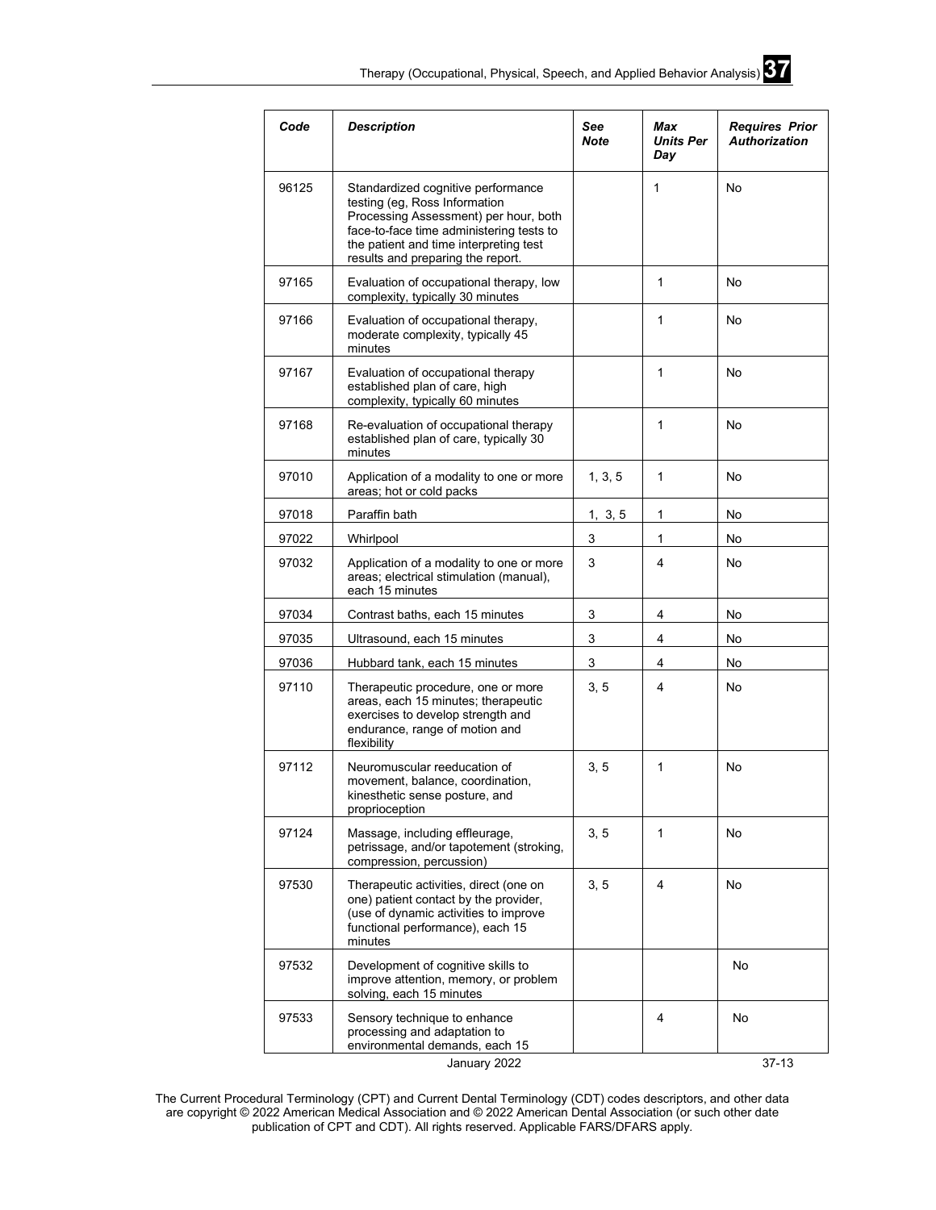| *Code* | *Description* | *See Note* | *Max Units Per Day* | *Requires Prior Authorization* |
|---|---|---|---|---|
| 96125 | Standardized cognitive performance testing (eg, Ross Information Processing Assessment) per hour, both face-to-face time administering tests to the patient and time interpreting test results and preparing the report. | | 1 | No |
| 97165 | Evaluation of occupational therapy, low complexity, typically 30 minutes | | 1 | No |
| 97166 | Evaluation of occupational therapy, moderate complexity, typically 45 minutes | | 1 | No |
| 97167 | Evaluation of occupational therapy established plan of care, high complexity, typically 60 minutes | | 1 | No |
| 97168 | Re-evaluation of occupational therapy established plan of care, typically 30 minutes | | 1 | No |
| 97010 | Application of a modality to one or more areas; hot or cold packs | 1, 3, 5 | 1 | No |
| 97018 | Paraffin bath | 1, 3, 5 | 1 | No |
| 97022 | Whirlpool | 3 | 1 | No |
| 97032 | Application of a modality to one or more areas; electrical stimulation (manual), each 15 minutes | 3 | 4 | No |
| 97034 | Contrast baths, each 15 minutes | 3 | 4 | No |
| 97035 | Ultrasound, each 15 minutes | 3 | 4 | No |
| 97036 | Hubbard tank, each 15 minutes | 3 | 4 | No |
| 97110 | Therapeutic procedure, one or more areas, each 15 minutes; therapeutic exercises to develop strength and endurance, range of motion and flexibility | 3, 5 | 4 | No |
| 97112 | Neuromuscular reeducation of movement, balance, coordination, kinesthetic sense posture, and proprioception | 3, 5 | 1 | No |
| 97124 | Massage, including effleurage, petrissage, and/or tapotement (stroking, compression, percussion) | 3, 5 | 1 | No |
| 97530 | Therapeutic activities, direct (one on one) patient contact by the provider, (use of dynamic activities to improve functional performance), each 15 minutes | 3, 5 | 4 | No |
| 97532 | Development of cognitive skills to improve attention, memory, or problem solving, each 15 minutes | | | No |
| 97533 | Sensory technique to enhance processing and adaptation to environmental demands, each 15 | | 4 | No |

The Current Procedural Terminology (CPT) and Current Dental Terminology (CDT) codes descriptors, and other data are copyright © 2022 American Medical Association and © 2022 American Dental Association (or such other date publication of CPT and CDT). All rights reserved. Applicable FARS/DFARS apply.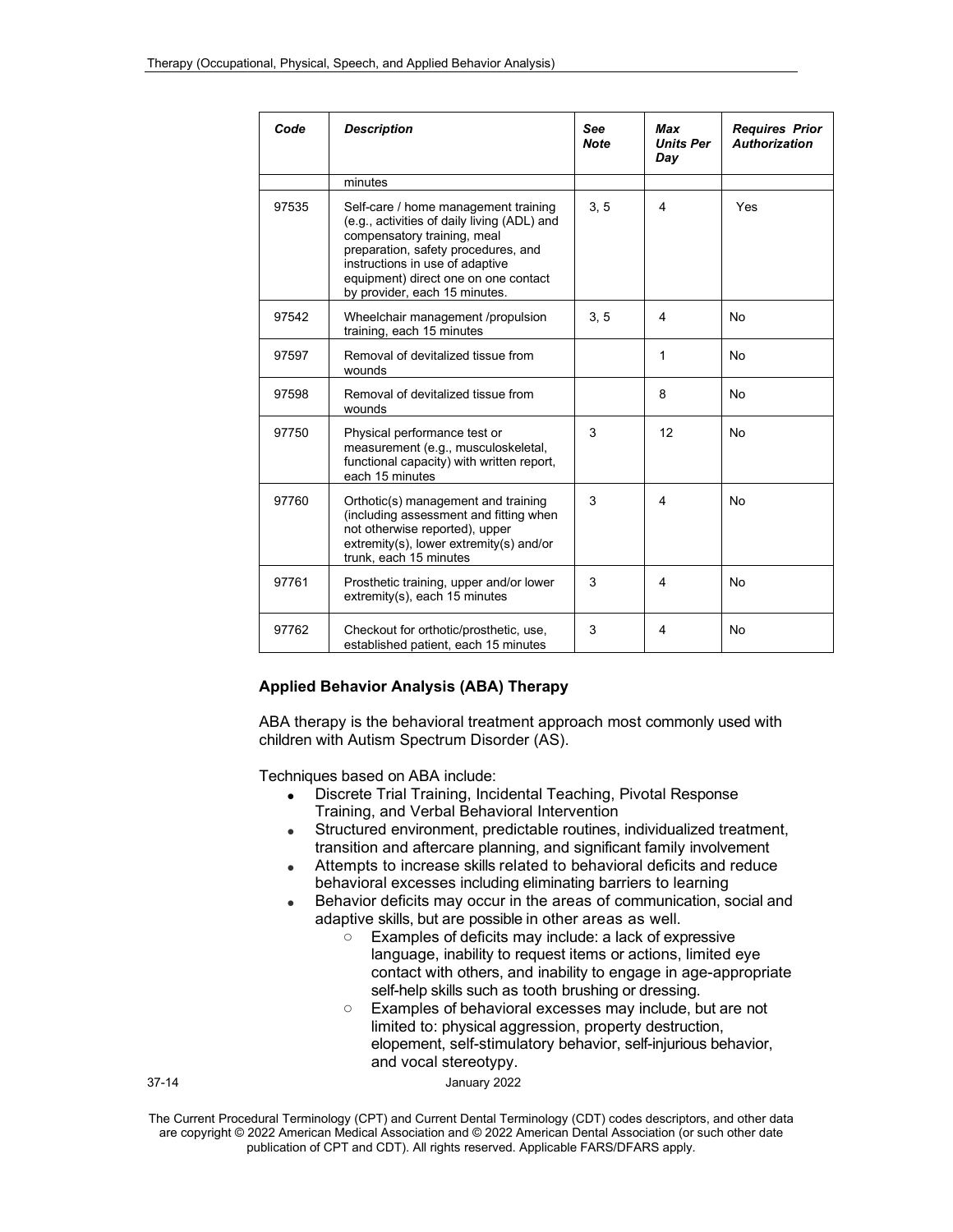| *Code* | *Description* | *See Note* | *Max Units Per Day* | *Requires Prior Authorization* |
|---|---|---|---|---|
| | minutes | | | |
| 97535 | Self-care / home management training (e.g., activities of daily living (ADL) and compensatory training, meal preparation, safety procedures, and instructions in use of adaptive equipment) direct one on one contact by provider, each 15 minutes. | 3, 5 | 4 | Yes |
| 97542 | Wheelchair management /propulsion training, each 15 minutes | 3, 5 | 4 | No |
| 97597 | Removal of devitalized tissue from wounds | | 1 | No |
| 97598 | Removal of devitalized tissue from wounds | | 8 | No |
| 97750 | Physical performance test or measurement (e.g., musculoskeletal, functional capacity) with written report, each 15 minutes | 3 | 12 | No |
| 97760 | Orthotic(s) management and training (including assessment and fitting when not otherwise reported), upper extremity(s), lower extremity(s) and/or trunk, each 15 minutes | 3 | 4 | No |
| 97761 | Prosthetic training, upper and/or lower extremity(s), each 15 minutes | 3 | 4 | No |
| 97762 | Checkout for orthotic/prosthetic, use, established patient, each 15 minutes | 3 | 4 | No |

### Applied Behavior Analysis (ABA) Therapy

ABA therapy is the behavioral treatment approach most commonly used with children with Autism Spectrum Disorder (AS).

Techniques based on ABA include:

- Discrete Trial Training, Incidental Teaching, Pivotal Response Training, and Verbal Behavioral Intervention
- Structured environment, predictable routines, individualized treatment, transition and aftercare planning, and significant family involvement
- Attempts to increase skills related to behavioral deficits and reduce behavioral excesses including eliminating barriers to learning
- Behavior deficits may occur in the areas of communication, social and adaptive skills, but are possible in other areas as well.
  - Examples of deficits may include: a lack of expressive language, inability to request items or actions, limited eye contact with others, and inability to engage in age-appropriate self-help skills such as tooth brushing or dressing.
  - Examples of behavioral excesses may include, but are not limited to: physical aggression, property destruction, elopement, self-stimulatory behavior, self-injurious behavior, and vocal stereotypy.

The Current Procedural Terminology (CPT) and Current Dental Terminology (CDT) codes descriptors, and other data are copyright © 2022 American Medical Association and © 2022 American Dental Association (or such other date publication of CPT and CDT). All rights reserved. Applicable FARS/DFARS apply.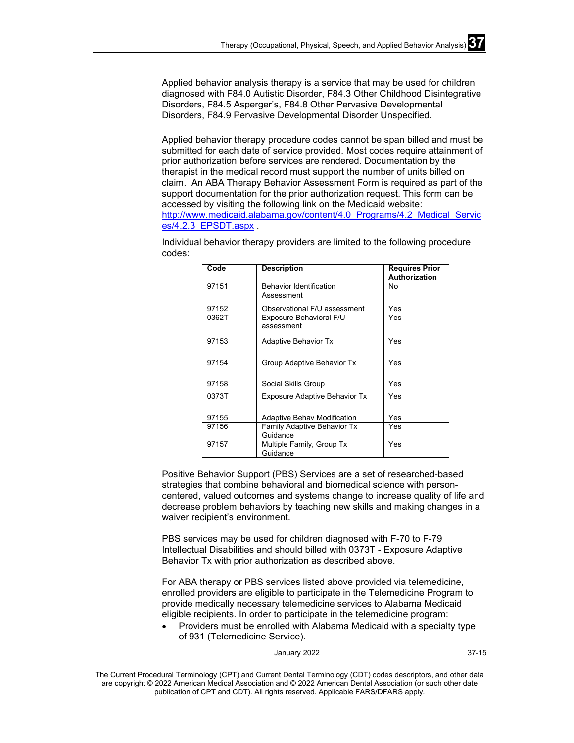Applied behavior analysis therapy is a service that may be used for children diagnosed with F84.0 Autistic Disorder, F84.3 Other Childhood Disintegrative Disorders, F84.5 Asperger's, F84.8 Other Pervasive Developmental Disorders, F84.9 Pervasive Developmental Disorder Unspecified.

Applied behavior therapy procedure codes cannot be span billed and must be submitted for each date of service provided. Most codes require attainment of prior authorization before services are rendered. Documentation by the therapist in the medical record must support the number of units billed on claim. An ABA Therapy Behavior Assessment Form is required as part of the support documentation for the prior authorization request. This form can be accessed by visiting the following link on the Medicaid website: [http://www.medicaid.alabama.gov/content/4.0_Programs/4.2_Medical_Services/4.2.3_EPSDT.aspx](http://www.medicaid.alabama.gov/content/4.0_Programs/4.2_Medical_Services/4.2.3_EPSDT.aspx) .

Individual behavior therapy providers are limited to the following procedure codes:

| Code | Description | Requires Prior Authorization |
|---|---|---|
| 97151 | Behavior Identification Assessment | No |
| 97152 | Observational F/U assessment | Yes |
| 0362T | Exposure Behavioral F/U assessment | Yes |
| 97153 | Adaptive Behavior Tx | Yes |
| 97154 | Group Adaptive Behavior Tx | Yes |
| 97158 | Social Skills Group | Yes |
| 0373T | Exposure Adaptive Behavior Tx | Yes |
| 97155 | Adaptive Behav Modification | Yes |
| 97156 | Family Adaptive Behavior Tx Guidance | Yes |
| 97157 | Multiple Family, Group Tx Guidance | Yes |

Positive Behavior Support (PBS) Services are a set of researched-based strategies that combine behavioral and biomedical science with person-centered, valued outcomes and systems change to increase quality of life and decrease problem behaviors by teaching new skills and making changes in a waiver recipient's environment.

PBS services may be used for children diagnosed with F-70 to F-79 Intellectual Disabilities and should billed with 0373T - Exposure Adaptive Behavior Tx with prior authorization as described above.

For ABA therapy or PBS services listed above provided via telemedicine, enrolled providers are eligible to participate in the Telemedicine Program to provide medically necessary telemedicine services to Alabama Medicaid eligible recipients. In order to participate in the telemedicine program:

- Providers must be enrolled with Alabama Medicaid with a specialty type of 931 (Telemedicine Service).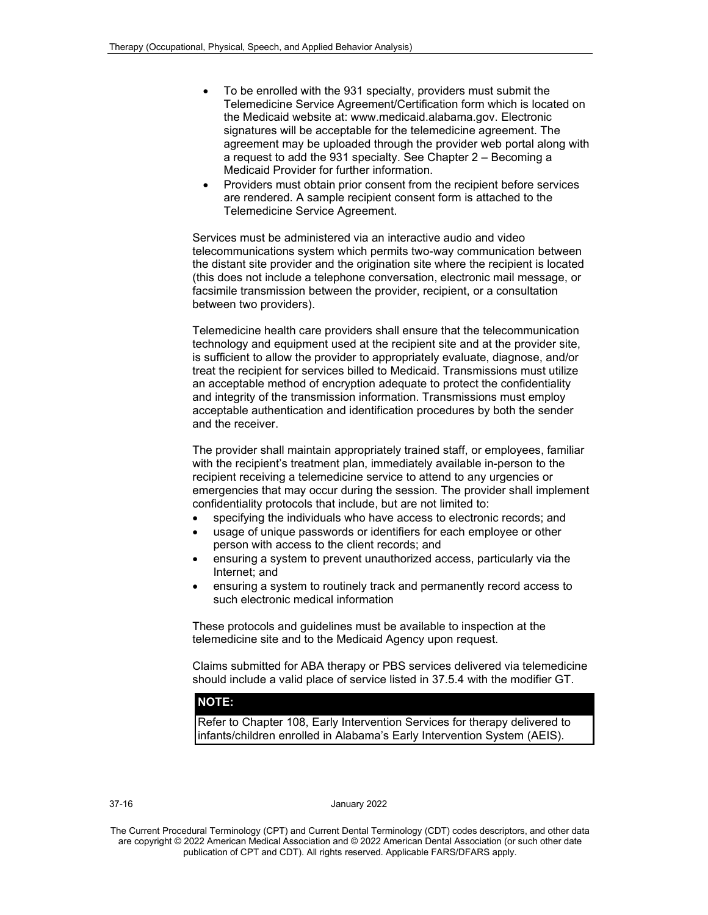- To be enrolled with the 931 specialty, providers must submit the Telemedicine Service Agreement/Certification form which is located on the Medicaid website at: www.medicaid.alabama.gov. Electronic signatures will be acceptable for the telemedicine agreement. The agreement may be uploaded through the provider web portal along with a request to add the 931 specialty. See Chapter 2 – Becoming a Medicaid Provider for further information.
- Providers must obtain prior consent from the recipient before services are rendered. A sample recipient consent form is attached to the Telemedicine Service Agreement.

Services must be administered via an interactive audio and video telecommunications system which permits two-way communication between the distant site provider and the origination site where the recipient is located (this does not include a telephone conversation, electronic mail message, or facsimile transmission between the provider, recipient, or a consultation between two providers).

Telemedicine health care providers shall ensure that the telecommunication technology and equipment used at the recipient site and at the provider site, is sufficient to allow the provider to appropriately evaluate, diagnose, and/or treat the recipient for services billed to Medicaid. Transmissions must utilize an acceptable method of encryption adequate to protect the confidentiality and integrity of the transmission information. Transmissions must employ acceptable authentication and identification procedures by both the sender and the receiver.

The provider shall maintain appropriately trained staff, or employees, familiar with the recipient's treatment plan, immediately available in-person to the recipient receiving a telemedicine service to attend to any urgencies or emergencies that may occur during the session. The provider shall implement confidentiality protocols that include, but are not limited to:

- specifying the individuals who have access to electronic records; and
- usage of unique passwords or identifiers for each employee or other person with access to the client records; and
- ensuring a system to prevent unauthorized access, particularly via the Internet; and
- ensuring a system to routinely track and permanently record access to such electronic medical information

These protocols and guidelines must be available to inspection at the telemedicine site and to the Medicaid Agency upon request.

Claims submitted for ABA therapy or PBS services delivered via telemedicine should include a valid place of service listed in 37.5.4 with the modifier GT.

| **NOTE:** |
| --- |
| Refer to Chapter 108, Early Intervention Services for therapy delivered to infants/children enrolled in Alabama's Early Intervention System (AEIS). |

The Current Procedural Terminology (CPT) and Current Dental Terminology (CDT) codes descriptors, and other data are copyright © 2022 American Medical Association and © 2022 American Dental Association (or such other date publication of CPT and CDT). All rights reserved. Applicable FARS/DFARS apply.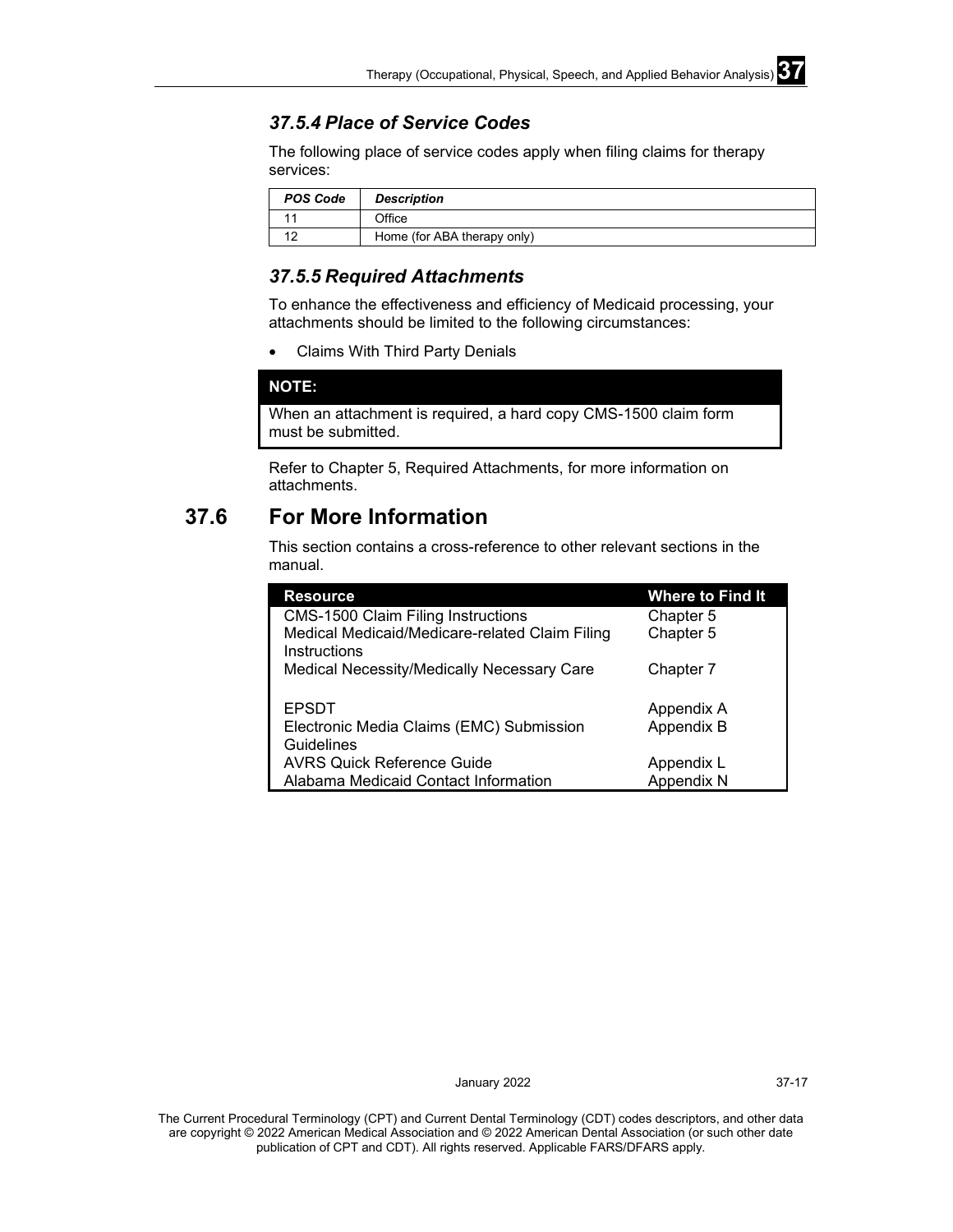### *37.5.4 Place of Service Codes*

The following place of service codes apply when filing claims for therapy services:

| ***POS Code*** | ***Description*** |
| --- | --- |
| 11 | Office |
| 12 | Home (for ABA therapy only) |

### *37.5.5 Required Attachments*

To enhance the effectiveness and efficiency of Medicaid processing, your attachments should be limited to the following circumstances:

- Claims With Third Party Denials

> **NOTE:**
>
> When an attachment is required, a hard copy CMS-1500 claim form must be submitted.

Refer to Chapter 5, Required Attachments, for more information on attachments.

## 37.6 For More Information

This section contains a cross-reference to other relevant sections in the manual.

| Resource | Where to Find It |
| --- | --- |
| CMS-1500 Claim Filing Instructions | Chapter 5 |
| Medical Medicaid/Medicare-related Claim Filing Instructions | Chapter 5 |
| Medical Necessity/Medically Necessary Care | Chapter 7 |
| EPSDT | Appendix A |
| Electronic Media Claims (EMC) Submission Guidelines | Appendix B |
| AVRS Quick Reference Guide | Appendix L |
| Alabama Medicaid Contact Information | Appendix N |

January 2022

The Current Procedural Terminology (CPT) and Current Dental Terminology (CDT) codes descriptors, and other data are copyright © 2022 American Medical Association and © 2022 American Dental Association (or such other date publication of CPT and CDT). All rights reserved. Applicable FARS/DFARS apply.